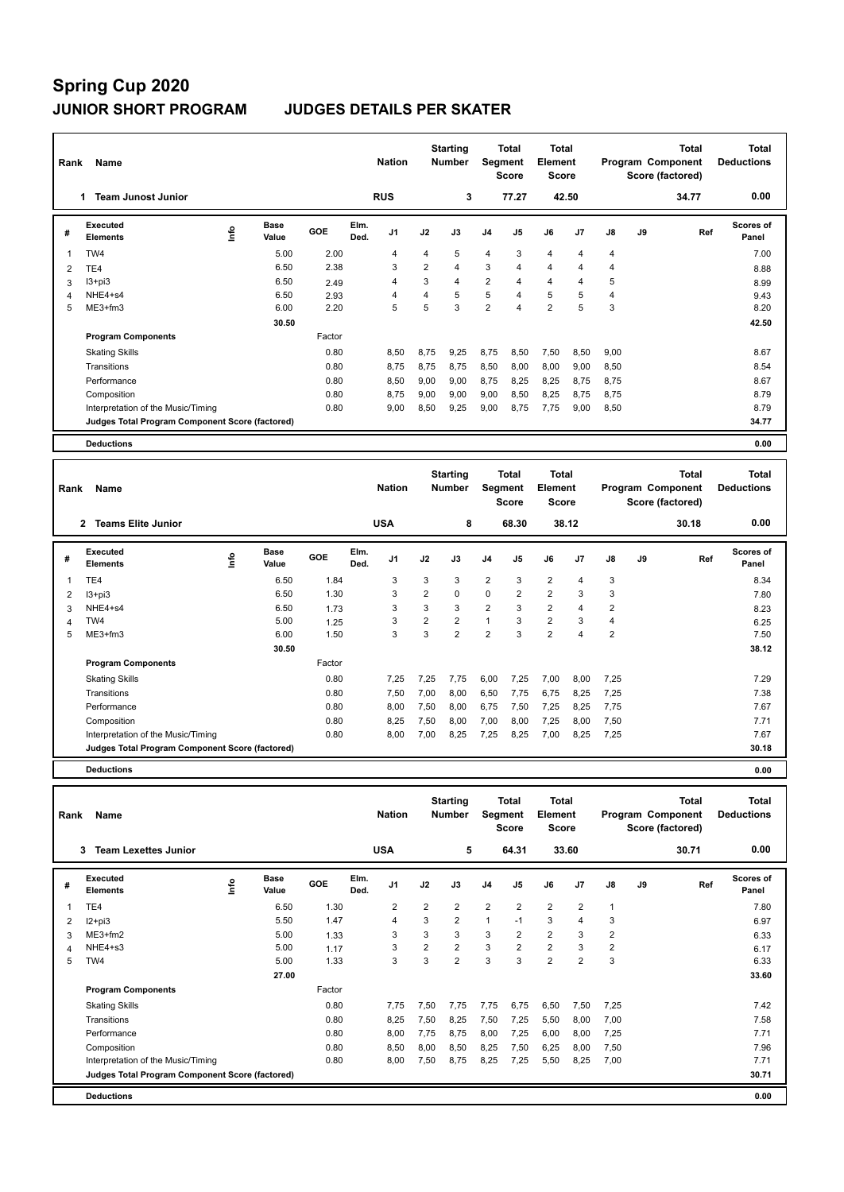# Spring Cup 2020

## JUNIOR SHORT PROGRAM JUDGES DETAILS PER SKATER

| Rank | Name | Nation | Starting Number | Total Segment Score | Total Element Score | Total Program Component Score (factored) | Total Deductions |
|---|---|---|---|---|---|---|---|
| 1 | Team Junost Junior | RUS | 3 | 77.27 | 42.50 | 34.77 | 0.00 |

| # | Executed Elements | Info | Base Value | GOE | Elm. Ded. | J1 | J2 | J3 | J4 | J5 | J6 | J7 | J8 | J9 | Ref | Scores of Panel |
|---|---|---|---|---|---|---|---|---|---|---|---|---|---|---|---|---|
| 1 | TW4 | | 5.00 | 2.00 | | 4 | 4 | 5 | 4 | 3 | 4 | 4 | 4 | | | 7.00 |
| 2 | TE4 | | 6.50 | 2.38 | | 3 | 2 | 4 | 3 | 4 | 4 | 4 | 4 | | | 8.88 |
| 3 | I3+pi3 | | 6.50 | 2.49 | | 4 | 3 | 4 | 2 | 4 | 4 | 4 | 5 | | | 8.99 |
| 4 | NHE4+s4 | | 6.50 | 2.93 | | 4 | 4 | 5 | 5 | 4 | 5 | 5 | 4 | | | 9.43 |
| 5 | ME3+fm3 | | 6.00 | 2.20 | | 5 | 5 | 3 | 2 | 4 | 2 | 5 | 3 | | | 8.20 |
| | | | 30.50 | | | | | | | | | | | | | 42.50 |

| Program Components | Factor | J1 | J2 | J3 | J4 | J5 | J6 | J7 | J8 | J9 | Scores of Panel |
|---|---|---|---|---|---|---|---|---|---|---|---|
| Skating Skills | 0.80 | 8,50 | 8,75 | 9,25 | 8,75 | 8,50 | 7,50 | 8,50 | 9,00 | | 8.67 |
| Transitions | 0.80 | 8,75 | 8,75 | 8,75 | 8,50 | 8,00 | 8,00 | 9,00 | 8,50 | | 8.54 |
| Performance | 0.80 | 8,50 | 9,00 | 9,00 | 8,75 | 8,25 | 8,25 | 8,75 | 8,75 | | 8.67 |
| Composition | 0.80 | 8,75 | 9,00 | 9,00 | 9,00 | 8,50 | 8,25 | 8,75 | 8,75 | | 8.79 |
| Interpretation of the Music/Timing | 0.80 | 9,00 | 8,50 | 9,25 | 9,00 | 8,75 | 7,75 | 9,00 | 8,50 | | 8.79 |
| Judges Total Program Component Score (factored) | | | | | | | | | | | 34.77 |

**Deductions** 0.00

| Rank | Name | Nation | Starting Number | Total Segment Score | Total Element Score | Total Program Component Score (factored) | Total Deductions |
|---|---|---|---|---|---|---|---|
| 2 | Teams Elite Junior | USA | 8 | 68.30 | 38.12 | 30.18 | 0.00 |

| # | Executed Elements | Info | Base Value | GOE | Elm. Ded. | J1 | J2 | J3 | J4 | J5 | J6 | J7 | J8 | J9 | Ref | Scores of Panel |
|---|---|---|---|---|---|---|---|---|---|---|---|---|---|---|---|---|
| 1 | TE4 | | 6.50 | 1.84 | | 3 | 3 | 3 | 2 | 3 | 2 | 4 | 3 | | | 8.34 |
| 2 | I3+pi3 | | 6.50 | 1.30 | | 3 | 2 | 0 | 0 | 2 | 2 | 3 | 3 | | | 7.80 |
| 3 | NHE4+s4 | | 6.50 | 1.73 | | 3 | 3 | 3 | 2 | 3 | 2 | 4 | 2 | | | 8.23 |
| 4 | TW4 | | 5.00 | 1.25 | | 3 | 2 | 2 | 1 | 3 | 2 | 3 | 4 | | | 6.25 |
| 5 | ME3+fm3 | | 6.00 | 1.50 | | 3 | 3 | 2 | 2 | 3 | 2 | 4 | 2 | | | 7.50 |
| | | | 30.50 | | | | | | | | | | | | | 38.12 |

| Program Components | Factor | J1 | J2 | J3 | J4 | J5 | J6 | J7 | J8 | J9 | Scores of Panel |
|---|---|---|---|---|---|---|---|---|---|---|---|
| Skating Skills | 0.80 | 7,25 | 7,25 | 7,75 | 6,00 | 7,25 | 7,00 | 8,00 | 7,25 | | 7.29 |
| Transitions | 0.80 | 7,50 | 7,00 | 8,00 | 6,50 | 7,75 | 6,75 | 8,25 | 7,25 | | 7.38 |
| Performance | 0.80 | 8,00 | 7,50 | 8,00 | 6,75 | 7,50 | 7,25 | 8,25 | 7,75 | | 7.67 |
| Composition | 0.80 | 8,25 | 7,50 | 8,00 | 7,00 | 8,00 | 7,25 | 8,00 | 7,50 | | 7.71 |
| Interpretation of the Music/Timing | 0.80 | 8,00 | 7,00 | 8,25 | 7,25 | 8,25 | 7,00 | 8,25 | 7,25 | | 7.67 |
| Judges Total Program Component Score (factored) | | | | | | | | | | | 30.18 |

**Deductions** 0.00

| Rank | Name | Nation | Starting Number | Total Segment Score | Total Element Score | Total Program Component Score (factored) | Total Deductions |
|---|---|---|---|---|---|---|---|
| 3 | Team Lexettes Junior | USA | 5 | 64.31 | 33.60 | 30.71 | 0.00 |

| # | Executed Elements | Info | Base Value | GOE | Elm. Ded. | J1 | J2 | J3 | J4 | J5 | J6 | J7 | J8 | J9 | Ref | Scores of Panel |
|---|---|---|---|---|---|---|---|---|---|---|---|---|---|---|---|---|
| 1 | TE4 | | 6.50 | 1.30 | | 2 | 2 | 2 | 2 | 2 | 2 | 2 | 1 | | | 7.80 |
| 2 | I2+pi3 | | 5.50 | 1.47 | | 4 | 3 | 2 | 1 | -1 | 3 | 4 | 3 | | | 6.97 |
| 3 | ME3+fm2 | | 5.00 | 1.33 | | 3 | 3 | 3 | 3 | 2 | 2 | 3 | 2 | | | 6.33 |
| 4 | NHE4+s3 | | 5.00 | 1.17 | | 3 | 2 | 2 | 3 | 2 | 2 | 3 | 2 | | | 6.17 |
| 5 | TW4 | | 5.00 | 1.33 | | 3 | 3 | 2 | 3 | 3 | 2 | 2 | 3 | | | 6.33 |
| | | | 27.00 | | | | | | | | | | | | | 33.60 |

| Program Components | Factor | J1 | J2 | J3 | J4 | J5 | J6 | J7 | J8 | J9 | Scores of Panel |
|---|---|---|---|---|---|---|---|---|---|---|---|
| Skating Skills | 0.80 | 7,75 | 7,50 | 7,75 | 7,75 | 6,75 | 6,50 | 7,50 | 7,25 | | 7.42 |
| Transitions | 0.80 | 8,25 | 7,50 | 8,25 | 7,50 | 7,25 | 5,50 | 8,00 | 7,00 | | 7.58 |
| Performance | 0.80 | 8,00 | 7,75 | 8,75 | 8,00 | 7,25 | 6,00 | 8,00 | 7,25 | | 7.71 |
| Composition | 0.80 | 8,50 | 8,00 | 8,50 | 8,25 | 7,50 | 6,25 | 8,00 | 7,50 | | 7.96 |
| Interpretation of the Music/Timing | 0.80 | 8,00 | 7,50 | 8,75 | 8,25 | 7,25 | 5,50 | 8,25 | 7,00 | | 7.71 |
| Judges Total Program Component Score (factored) | | | | | | | | | | | 30.71 |

**Deductions** 0.00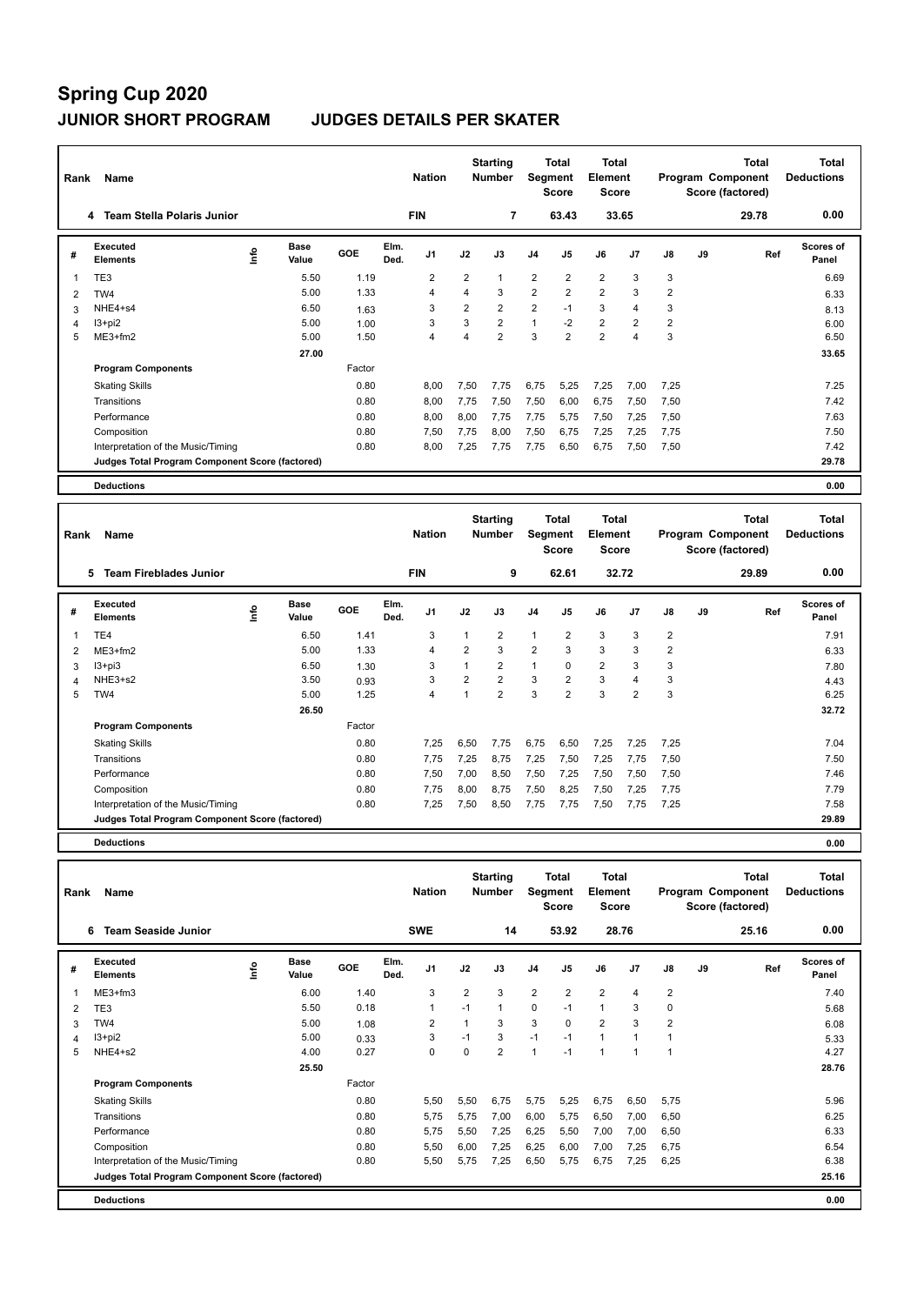# Spring Cup 2020

## JUNIOR SHORT PROGRAM JUDGES DETAILS PER SKATER

| Rank | Name | Nation | Starting Number | Total Segment Score | Total Element Score | Total Program Component Score (factored) | Total Deductions |
|---|---|---|---|---|---|---|---|
| 4 | Team Stella Polaris Junior | FIN | 7 | 63.43 | 33.65 | 29.78 | 0.00 |

| # | Executed Elements | Info | Base Value | GOE | Elm. Ded. | J1 | J2 | J3 | J4 | J5 | J6 | J7 | J8 | J9 | Ref | Scores of Panel |
|---|---|---|---|---|---|---|---|---|---|---|---|---|---|---|---|---|
| 1 | TE3 | | 5.50 | 1.19 | | 2 | 2 | 1 | 2 | 2 | 2 | 3 | 3 | | | 6.69 |
| 2 | TW4 | | 5.00 | 1.33 | | 4 | 4 | 3 | 2 | 2 | 2 | 3 | 2 | | | 6.33 |
| 3 | NHE4+s4 | | 6.50 | 1.63 | | 3 | 2 | 2 | 2 | -1 | 3 | 4 | 3 | | | 8.13 |
| 4 | I3+pi2 | | 5.00 | 1.00 | | 3 | 3 | 2 | 1 | -2 | 2 | 2 | 2 | | | 6.00 |
| 5 | ME3+fm2 | | 5.00 | 1.50 | | 4 | 4 | 2 | 3 | 2 | 2 | 4 | 3 | | | 6.50 |
| | | | 27.00 | | | | | | | | | | | | | 33.65 |

| Program Components | Factor | J1 | J2 | J3 | J4 | J5 | J6 | J7 | J8 | J9 | Scores of Panel |
|---|---|---|---|---|---|---|---|---|---|---|---|
| Skating Skills | 0.80 | 8,00 | 7,50 | 7,75 | 6,75 | 5,25 | 7,25 | 7,00 | 7,25 | | 7.25 |
| Transitions | 0.80 | 8,00 | 7,75 | 7,50 | 7,50 | 6,00 | 6,75 | 7,50 | 7,50 | | 7.42 |
| Performance | 0.80 | 8,00 | 8,00 | 7,75 | 7,75 | 5,75 | 7,50 | 7,25 | 7,50 | | 7.63 |
| Composition | 0.80 | 7,50 | 7,75 | 8,00 | 7,50 | 6,75 | 7,25 | 7,25 | 7,75 | | 7.50 |
| Interpretation of the Music/Timing | 0.80 | 8,00 | 7,25 | 7,75 | 7,75 | 6,50 | 6,75 | 7,50 | 7,50 | | 7.42 |
| Judges Total Program Component Score (factored) | | | | | | | | | | | 29.78 |

| Deductions | 0.00 |
|---|---|

| Rank | Name | Nation | Starting Number | Total Segment Score | Total Element Score | Total Program Component Score (factored) | Total Deductions |
|---|---|---|---|---|---|---|---|
| 5 | Team Fireblades Junior | FIN | 9 | 62.61 | 32.72 | 29.89 | 0.00 |

| # | Executed Elements | Info | Base Value | GOE | Elm. Ded. | J1 | J2 | J3 | J4 | J5 | J6 | J7 | J8 | J9 | Ref | Scores of Panel |
|---|---|---|---|---|---|---|---|---|---|---|---|---|---|---|---|---|
| 1 | TE4 | | 6.50 | 1.41 | | 3 | 1 | 2 | 1 | 2 | 3 | 3 | 2 | | | 7.91 |
| 2 | ME3+fm2 | | 5.00 | 1.33 | | 4 | 2 | 3 | 2 | 3 | 3 | 3 | 2 | | | 6.33 |
| 3 | I3+pi3 | | 6.50 | 1.30 | | 3 | 1 | 2 | 1 | 0 | 2 | 3 | 3 | | | 7.80 |
| 4 | NHE3+s2 | | 3.50 | 0.93 | | 3 | 2 | 2 | 3 | 2 | 3 | 4 | 3 | | | 4.43 |
| 5 | TW4 | | 5.00 | 1.25 | | 4 | 1 | 2 | 3 | 2 | 3 | 2 | 3 | | | 6.25 |
| | | | 26.50 | | | | | | | | | | | | | 32.72 |

| Program Components | Factor | J1 | J2 | J3 | J4 | J5 | J6 | J7 | J8 | J9 | Scores of Panel |
|---|---|---|---|---|---|---|---|---|---|---|---|
| Skating Skills | 0.80 | 7,25 | 6,50 | 7,75 | 6,75 | 6,50 | 7,25 | 7,25 | 7,25 | | 7.04 |
| Transitions | 0.80 | 7,75 | 7,25 | 8,75 | 7,25 | 7,50 | 7,25 | 7,75 | 7,50 | | 7.50 |
| Performance | 0.80 | 7,50 | 7,00 | 8,50 | 7,50 | 7,25 | 7,50 | 7,50 | 7,50 | | 7.46 |
| Composition | 0.80 | 7,75 | 8,00 | 8,75 | 7,50 | 8,25 | 7,50 | 7,25 | 7,75 | | 7.79 |
| Interpretation of the Music/Timing | 0.80 | 7,25 | 7,50 | 8,50 | 7,75 | 7,75 | 7,50 | 7,75 | 7,25 | | 7.58 |
| Judges Total Program Component Score (factored) | | | | | | | | | | | 29.89 |

| Deductions | 0.00 |
|---|---|

| Rank | Name | Nation | Starting Number | Total Segment Score | Total Element Score | Total Program Component Score (factored) | Total Deductions |
|---|---|---|---|---|---|---|---|
| 6 | Team Seaside Junior | SWE | 14 | 53.92 | 28.76 | 25.16 | 0.00 |

| # | Executed Elements | Info | Base Value | GOE | Elm. Ded. | J1 | J2 | J3 | J4 | J5 | J6 | J7 | J8 | J9 | Ref | Scores of Panel |
|---|---|---|---|---|---|---|---|---|---|---|---|---|---|---|---|---|
| 1 | ME3+fm3 | | 6.00 | 1.40 | | 3 | 2 | 3 | 2 | 2 | 2 | 4 | 2 | | | 7.40 |
| 2 | TE3 | | 5.50 | 0.18 | | 1 | -1 | 1 | 0 | -1 | 1 | 3 | 0 | | | 5.68 |
| 3 | TW4 | | 5.00 | 1.08 | | 2 | 1 | 3 | 3 | 0 | 2 | 3 | 2 | | | 6.08 |
| 4 | I3+pi2 | | 5.00 | 0.33 | | 3 | -1 | 3 | -1 | -1 | 1 | 1 | 1 | | | 5.33 |
| 5 | NHE4+s2 | | 4.00 | 0.27 | | 0 | 0 | 2 | 1 | -1 | 1 | 1 | 1 | | | 4.27 |
| | | | 25.50 | | | | | | | | | | | | | 28.76 |

| Program Components | Factor | J1 | J2 | J3 | J4 | J5 | J6 | J7 | J8 | J9 | Scores of Panel |
|---|---|---|---|---|---|---|---|---|---|---|---|
| Skating Skills | 0.80 | 5,50 | 5,50 | 6,75 | 5,75 | 5,25 | 6,75 | 6,50 | 5,75 | | 5.96 |
| Transitions | 0.80 | 5,75 | 5,75 | 7,00 | 6,00 | 5,75 | 6,50 | 7,00 | 6,50 | | 6.25 |
| Performance | 0.80 | 5,75 | 5,50 | 7,25 | 6,25 | 5,50 | 7,00 | 7,00 | 6,50 | | 6.33 |
| Composition | 0.80 | 5,50 | 6,00 | 7,25 | 6,25 | 6,00 | 7,00 | 7,25 | 6,75 | | 6.54 |
| Interpretation of the Music/Timing | 0.80 | 5,50 | 5,75 | 7,25 | 6,50 | 5,75 | 6,75 | 7,25 | 6,25 | | 6.38 |
| Judges Total Program Component Score (factored) | | | | | | | | | | | 25.16 |

| Deductions | 0.00 |
|---|---|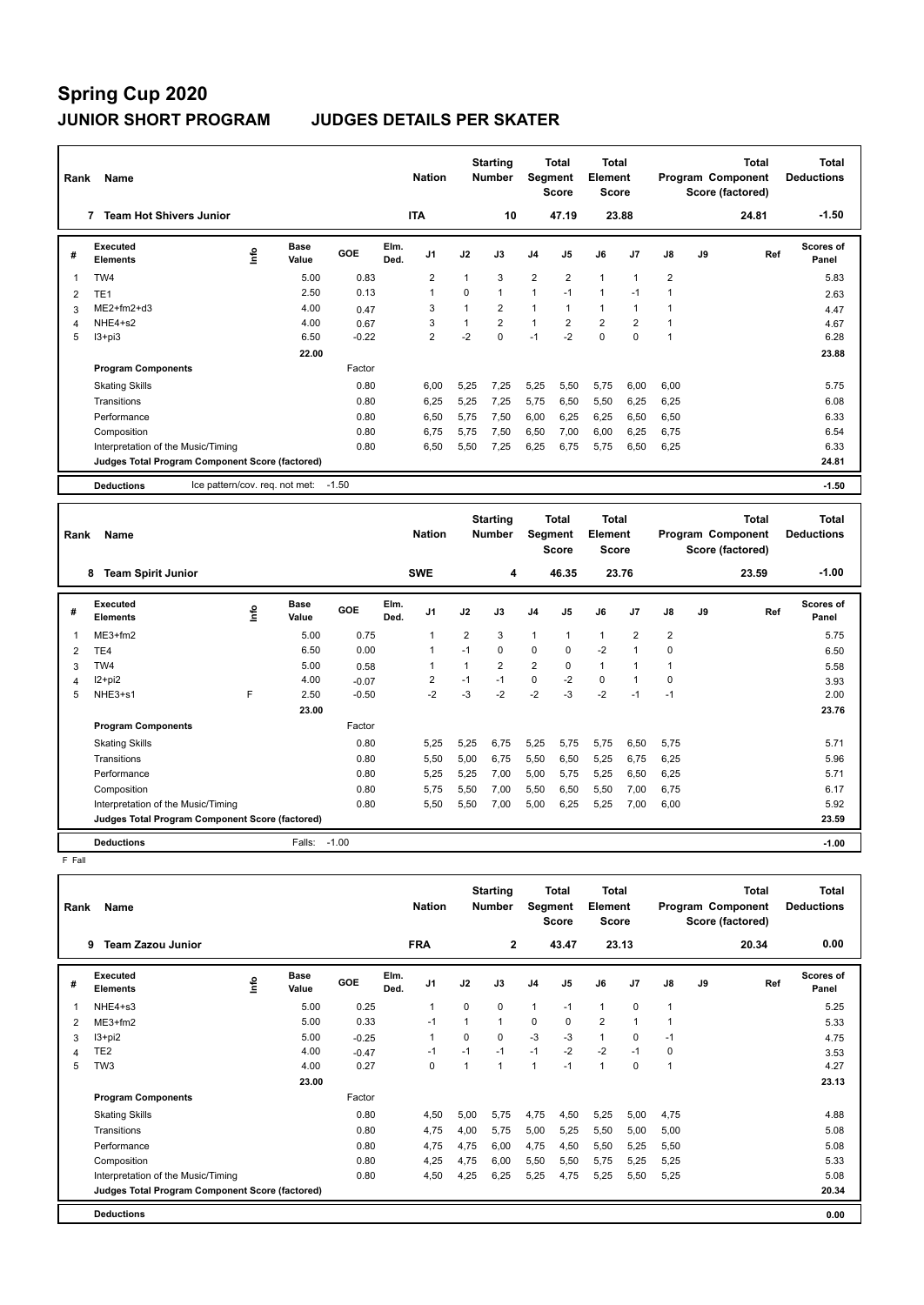# Spring Cup 2020

## JUNIOR SHORT PROGRAM JUDGES DETAILS PER SKATER

| Rank | Name | Nation | Starting Number | Total Segment Score | Total Element Score | Total Program Component Score (factored) | Total Deductions |
|---|---|---|---|---|---|---|---|
| 7 | Team Hot Shivers Junior | ITA | 10 | 47.19 | 23.88 | 24.81 | -1.50 |

| # | Executed Elements | Info | Base Value | GOE | Elm. Ded. | J1 | J2 | J3 | J4 | J5 | J6 | J7 | J8 | J9 | Ref | Scores of Panel |
|---|---|---|---|---|---|---|---|---|---|---|---|---|---|---|---|---|
| 1 | TW4 | | 5.00 | 0.83 | | 2 | 1 | 3 | 2 | 2 | 1 | 1 | 2 | | | 5.83 |
| 2 | TE1 | | 2.50 | 0.13 | | 1 | 0 | 1 | 1 | -1 | 1 | -1 | 1 | | | 2.63 |
| 3 | ME2+fm2+d3 | | 4.00 | 0.47 | | 3 | 1 | 2 | 1 | 1 | 1 | 1 | 1 | | | 4.47 |
| 4 | NHE4+s2 | | 4.00 | 0.67 | | 3 | 1 | 2 | 1 | 2 | 2 | 2 | 1 | | | 4.67 |
| 5 | I3+pi3 | | 6.50 | -0.22 | | 2 | -2 | 0 | -1 | -2 | 0 | 0 | 1 | | | 6.28 |
| | | | 22.00 | | | | | | | | | | | | | 23.88 |

| Program Components | Factor | J1 | J2 | J3 | J4 | J5 | J6 | J7 | J8 | J9 | Scores of Panel |
|---|---|---|---|---|---|---|---|---|---|---|---|
| Skating Skills | 0.80 | 6,00 | 5,25 | 7,25 | 5,25 | 5,50 | 5,75 | 6,00 | 6,00 | | 5.75 |
| Transitions | 0.80 | 6,25 | 5,25 | 7,25 | 5,75 | 6,50 | 5,50 | 6,25 | 6,25 | | 6.08 |
| Performance | 0.80 | 6,50 | 5,75 | 7,50 | 6,00 | 6,25 | 6,25 | 6,50 | 6,50 | | 6.33 |
| Composition | 0.80 | 6,75 | 5,75 | 7,50 | 6,50 | 7,00 | 6,00 | 6,25 | 6,75 | | 6.54 |
| Interpretation of the Music/Timing | 0.80 | 6,50 | 5,50 | 7,25 | 6,25 | 6,75 | 5,75 | 6,50 | 6,25 | | 6.33 |
| Judges Total Program Component Score (factored) | | | | | | | | | | | 24.81 |

| Deductions | Ice pattern/cov. req. not met: -1.50 | -1.50 |
|---|---|---|

| Rank | Name | Nation | Starting Number | Total Segment Score | Total Element Score | Total Program Component Score (factored) | Total Deductions |
|---|---|---|---|---|---|---|---|
| 8 | Team Spirit Junior | SWE | 4 | 46.35 | 23.76 | 23.59 | -1.00 |

| # | Executed Elements | Info | Base Value | GOE | Elm. Ded. | J1 | J2 | J3 | J4 | J5 | J6 | J7 | J8 | J9 | Ref | Scores of Panel |
|---|---|---|---|---|---|---|---|---|---|---|---|---|---|---|---|---|
| 1 | ME3+fm2 | | 5.00 | 0.75 | | 1 | 2 | 3 | 1 | 1 | 1 | 2 | 2 | | | 5.75 |
| 2 | TE4 | | 6.50 | 0.00 | | 1 | -1 | 0 | 0 | 0 | -2 | 1 | 0 | | | 6.50 |
| 3 | TW4 | | 5.00 | 0.58 | | 1 | 1 | 2 | 2 | 0 | 1 | 1 | 1 | | | 5.58 |
| 4 | I2+pi2 | | 4.00 | -0.07 | | 2 | -1 | -1 | 0 | -2 | 0 | 1 | 0 | | | 3.93 |
| 5 | NHE3+s1 | F | 2.50 | -0.50 | | -2 | -3 | -2 | -2 | -3 | -2 | -1 | -1 | | | 2.00 |
| | | | 23.00 | | | | | | | | | | | | | 23.76 |

| Program Components | Factor | J1 | J2 | J3 | J4 | J5 | J6 | J7 | J8 | J9 | Scores of Panel |
|---|---|---|---|---|---|---|---|---|---|---|---|
| Skating Skills | 0.80 | 5,25 | 5,25 | 6,75 | 5,25 | 5,75 | 5,75 | 6,50 | 5,75 | | 5.71 |
| Transitions | 0.80 | 5,50 | 5,00 | 6,75 | 5,50 | 6,50 | 5,25 | 6,75 | 6,25 | | 5.96 |
| Performance | 0.80 | 5,25 | 5,25 | 7,00 | 5,00 | 5,75 | 5,25 | 6,50 | 6,25 | | 5.71 |
| Composition | 0.80 | 5,75 | 5,50 | 7,00 | 5,50 | 6,50 | 5,50 | 7,00 | 6,75 | | 6.17 |
| Interpretation of the Music/Timing | 0.80 | 5,50 | 5,50 | 7,00 | 5,00 | 6,25 | 5,25 | 7,00 | 6,00 | | 5.92 |
| Judges Total Program Component Score (factored) | | | | | | | | | | | 23.59 |

| Deductions | Falls: -1.00 | -1.00 |
|---|---|---|

F Fall

| Rank | Name | Nation | Starting Number | Total Segment Score | Total Element Score | Total Program Component Score (factored) | Total Deductions |
|---|---|---|---|---|---|---|---|
| 9 | Team Zazou Junior | FRA | 2 | 43.47 | 23.13 | 20.34 | 0.00 |

| # | Executed Elements | Info | Base Value | GOE | Elm. Ded. | J1 | J2 | J3 | J4 | J5 | J6 | J7 | J8 | J9 | Ref | Scores of Panel |
|---|---|---|---|---|---|---|---|---|---|---|---|---|---|---|---|---|
| 1 | NHE4+s3 | | 5.00 | 0.25 | | 1 | 0 | 0 | 1 | -1 | 1 | 0 | 1 | | | 5.25 |
| 2 | ME3+fm2 | | 5.00 | 0.33 | | -1 | 1 | 1 | 0 | 0 | 2 | 1 | 1 | | | 5.33 |
| 3 | I3+pi2 | | 5.00 | -0.25 | | 1 | 0 | 0 | -3 | -3 | 1 | 0 | -1 | | | 4.75 |
| 4 | TE2 | | 4.00 | -0.47 | | -1 | -1 | -1 | -1 | -2 | -2 | -1 | 0 | | | 3.53 |
| 5 | TW3 | | 4.00 | 0.27 | | 0 | 1 | 1 | 1 | -1 | 1 | 0 | 1 | | | 4.27 |
| | | | 23.00 | | | | | | | | | | | | | 23.13 |

| Program Components | Factor | J1 | J2 | J3 | J4 | J5 | J6 | J7 | J8 | J9 | Scores of Panel |
|---|---|---|---|---|---|---|---|---|---|---|---|
| Skating Skills | 0.80 | 4,50 | 5,00 | 5,75 | 4,75 | 4,50 | 5,25 | 5,00 | 4,75 | | 4.88 |
| Transitions | 0.80 | 4,75 | 4,00 | 5,75 | 5,00 | 5,25 | 5,50 | 5,00 | 5,00 | | 5.08 |
| Performance | 0.80 | 4,75 | 4,75 | 6,00 | 4,75 | 4,50 | 5,50 | 5,25 | 5,50 | | 5.08 |
| Composition | 0.80 | 4,25 | 4,75 | 6,00 | 5,50 | 5,50 | 5,75 | 5,25 | 5,25 | | 5.33 |
| Interpretation of the Music/Timing | 0.80 | 4,50 | 4,25 | 6,25 | 5,25 | 4,75 | 5,25 | 5,50 | 5,25 | | 5.08 |
| Judges Total Program Component Score (factored) | | | | | | | | | | | 20.34 |

| Deductions | | 0.00 |
|---|---|---|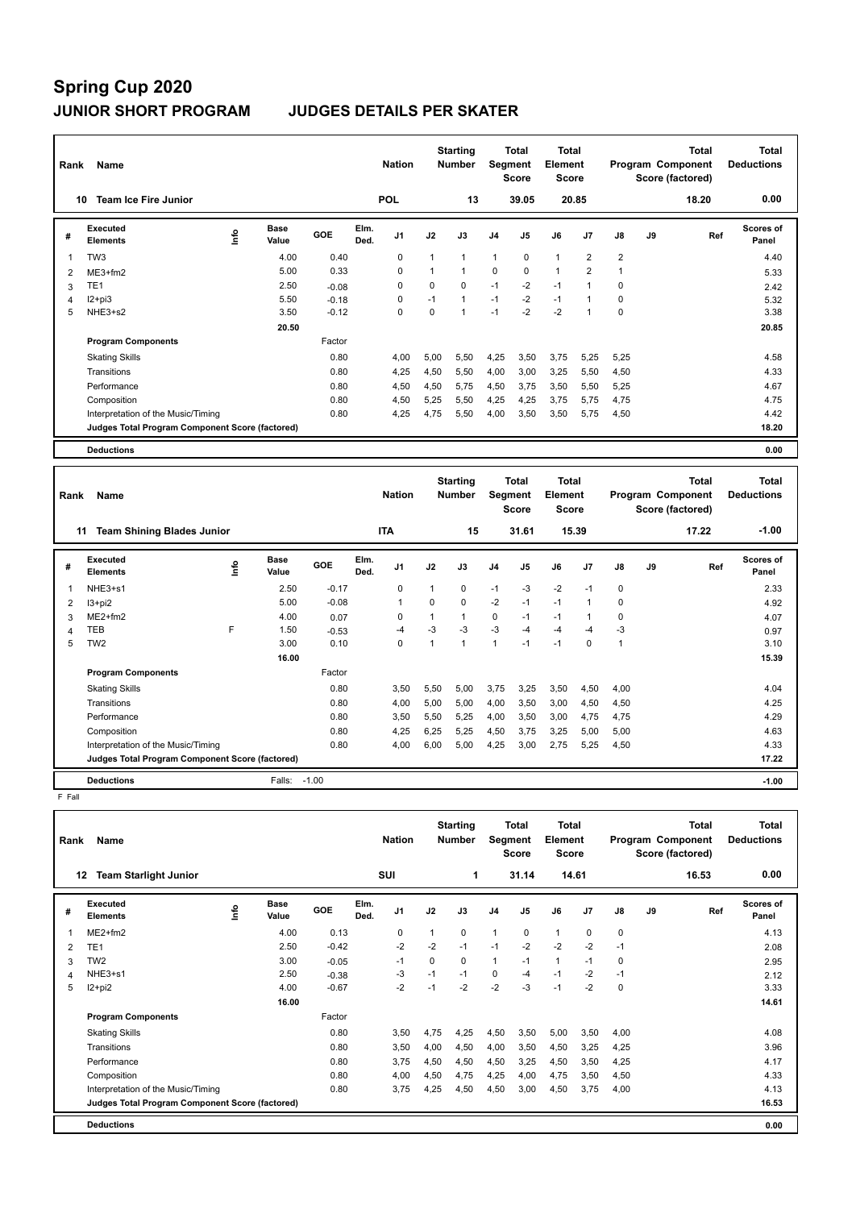# Spring Cup 2020

## JUNIOR SHORT PROGRAM JUDGES DETAILS PER SKATER

| Rank | Name | Nation | Starting Number | Total Segment Score | Total Element Score | Total Program Component Score (factored) | Total Deductions |
|---|---|---|---|---|---|---|---|
| 10 | Team Ice Fire Junior | POL | 13 | 39.05 | 20.85 | 18.20 | 0.00 |

| # | Executed Elements | Info | Base Value | GOE | Elm. Ded. | J1 | J2 | J3 | J4 | J5 | J6 | J7 | J8 | J9 | Ref | Scores of Panel |
|---|---|---|---|---|---|---|---|---|---|---|---|---|---|---|---|---|
| 1 | TW3 | | 4.00 | 0.40 | | 0 | 1 | 1 | 1 | 0 | 1 | 2 | 2 | | | 4.40 |
| 2 | ME3+fm2 | | 5.00 | 0.33 | | 0 | 1 | 1 | 0 | 0 | 1 | 2 | 1 | | | 5.33 |
| 3 | TE1 | | 2.50 | -0.08 | | 0 | 0 | 0 | -1 | -2 | -1 | 1 | 0 | | | 2.42 |
| 4 | I2+pi3 | | 5.50 | -0.18 | | 0 | -1 | 1 | -1 | -2 | -1 | 1 | 0 | | | 5.32 |
| 5 | NHE3+s2 | | 3.50 | -0.12 | | 0 | 0 | 1 | -1 | -2 | -2 | 1 | 0 | | | 3.38 |
| | | | 20.50 | | | | | | | | | | | | | 20.85 |

| Program Components | Factor | J1 | J2 | J3 | J4 | J5 | J6 | J7 | J8 | J9 | Scores of Panel |
|---|---|---|---|---|---|---|---|---|---|---|---|
| Skating Skills | 0.80 | 4,00 | 5,00 | 5,50 | 4,25 | 3,50 | 3,75 | 5,25 | 5,25 | | 4.58 |
| Transitions | 0.80 | 4,25 | 4,50 | 5,50 | 4,00 | 3,00 | 3,25 | 5,50 | 4,50 | | 4.33 |
| Performance | 0.80 | 4,50 | 4,50 | 5,75 | 4,50 | 3,75 | 3,50 | 5,50 | 5,25 | | 4.67 |
| Composition | 0.80 | 4,50 | 5,25 | 5,50 | 4,25 | 4,25 | 3,75 | 5,75 | 4,75 | | 4.75 |
| Interpretation of the Music/Timing | 0.80 | 4,25 | 4,75 | 5,50 | 4,00 | 3,50 | 3,50 | 5,75 | 4,50 | | 4.42 |
| Judges Total Program Component Score (factored) | | | | | | | | | | | 18.20 |

| Deductions | | 0.00 |
|---|---|---|

| Rank | Name | Nation | Starting Number | Total Segment Score | Total Element Score | Total Program Component Score (factored) | Total Deductions |
|---|---|---|---|---|---|---|---|
| 11 | Team Shining Blades Junior | ITA | 15 | 31.61 | 15.39 | 17.22 | -1.00 |

| # | Executed Elements | Info | Base Value | GOE | Elm. Ded. | J1 | J2 | J3 | J4 | J5 | J6 | J7 | J8 | J9 | Ref | Scores of Panel |
|---|---|---|---|---|---|---|---|---|---|---|---|---|---|---|---|---|
| 1 | NHE3+s1 | | 2.50 | -0.17 | | 0 | 1 | 0 | -1 | -3 | -2 | -1 | 0 | | | 2.33 |
| 2 | I3+pi2 | | 5.00 | -0.08 | | 1 | 0 | 0 | -2 | -1 | -1 | 1 | 0 | | | 4.92 |
| 3 | ME2+fm2 | | 4.00 | 0.07 | | 0 | 1 | 1 | 0 | -1 | -1 | 1 | 0 | | | 4.07 |
| 4 | TEB | F | 1.50 | -0.53 | | -4 | -3 | -3 | -3 | -4 | -4 | -4 | -3 | | | 0.97 |
| 5 | TW2 | | 3.00 | 0.10 | | 0 | 1 | 1 | 1 | -1 | -1 | 0 | 1 | | | 3.10 |
| | | | 16.00 | | | | | | | | | | | | | 15.39 |

| Program Components | Factor | J1 | J2 | J3 | J4 | J5 | J6 | J7 | J8 | J9 | Scores of Panel |
|---|---|---|---|---|---|---|---|---|---|---|---|
| Skating Skills | 0.80 | 3,50 | 5,50 | 5,00 | 3,75 | 3,25 | 3,50 | 4,50 | 4,00 | | 4.04 |
| Transitions | 0.80 | 4,00 | 5,00 | 5,00 | 4,00 | 3,50 | 3,00 | 4,50 | 4,50 | | 4.25 |
| Performance | 0.80 | 3,50 | 5,50 | 5,25 | 4,00 | 3,50 | 3,00 | 4,75 | 4,75 | | 4.29 |
| Composition | 0.80 | 4,25 | 6,25 | 5,25 | 4,50 | 3,75 | 3,25 | 5,00 | 5,00 | | 4.63 |
| Interpretation of the Music/Timing | 0.80 | 4,00 | 6,00 | 5,00 | 4,25 | 3,00 | 2,75 | 5,25 | 4,50 | | 4.33 |
| Judges Total Program Component Score (factored) | | | | | | | | | | | 17.22 |

| Deductions | Falls: -1.00 | -1.00 |
|---|---|---|

F Fall

| Rank | Name | Nation | Starting Number | Total Segment Score | Total Element Score | Total Program Component Score (factored) | Total Deductions |
|---|---|---|---|---|---|---|---|
| 12 | Team Starlight Junior | SUI | 1 | 31.14 | 14.61 | 16.53 | 0.00 |

| # | Executed Elements | Info | Base Value | GOE | Elm. Ded. | J1 | J2 | J3 | J4 | J5 | J6 | J7 | J8 | J9 | Ref | Scores of Panel |
|---|---|---|---|---|---|---|---|---|---|---|---|---|---|---|---|---|
| 1 | ME2+fm2 | | 4.00 | 0.13 | | 0 | 1 | 0 | 1 | 0 | 1 | 0 | 0 | | | 4.13 |
| 2 | TE1 | | 2.50 | -0.42 | | -2 | -2 | -1 | -1 | -2 | -2 | -2 | -1 | | | 2.08 |
| 3 | TW2 | | 3.00 | -0.05 | | -1 | 0 | 0 | 1 | -1 | 1 | -1 | 0 | | | 2.95 |
| 4 | NHE3+s1 | | 2.50 | -0.38 | | -3 | -1 | -1 | 0 | -4 | -1 | -2 | -1 | | | 2.12 |
| 5 | I2+pi2 | | 4.00 | -0.67 | | -2 | -1 | -2 | -2 | -3 | -1 | -2 | 0 | | | 3.33 |
| | | | 16.00 | | | | | | | | | | | | | 14.61 |

| Program Components | Factor | J1 | J2 | J3 | J4 | J5 | J6 | J7 | J8 | J9 | Scores of Panel |
|---|---|---|---|---|---|---|---|---|---|---|---|
| Skating Skills | 0.80 | 3,50 | 4,75 | 4,25 | 4,50 | 3,50 | 5,00 | 3,50 | 4,00 | | 4.08 |
| Transitions | 0.80 | 3,50 | 4,00 | 4,50 | 4,00 | 3,50 | 4,50 | 3,25 | 4,25 | | 3.96 |
| Performance | 0.80 | 3,75 | 4,50 | 4,50 | 4,50 | 3,25 | 4,50 | 3,50 | 4,25 | | 4.17 |
| Composition | 0.80 | 4,00 | 4,50 | 4,75 | 4,25 | 4,00 | 4,75 | 3,50 | 4,50 | | 4.33 |
| Interpretation of the Music/Timing | 0.80 | 3,75 | 4,25 | 4,50 | 4,50 | 3,00 | 4,50 | 3,75 | 4,00 | | 4.13 |
| Judges Total Program Component Score (factored) | | | | | | | | | | | 16.53 |

| Deductions | | 0.00 |
|---|---|---|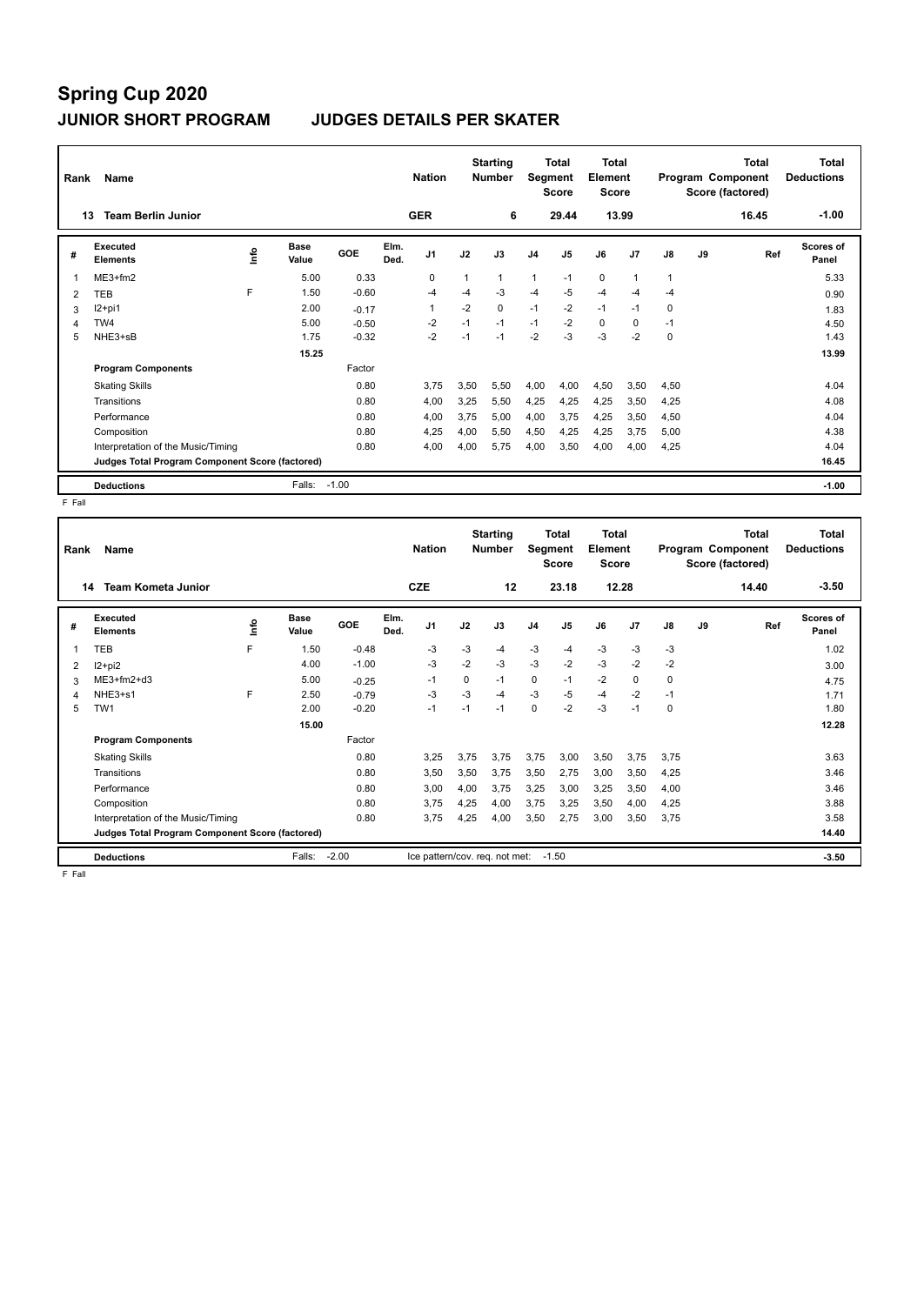# Spring Cup 2020

## JUNIOR SHORT PROGRAM JUDGES DETAILS PER SKATER

| Rank | Name | Nation | Starting Number | Total Segment Score | Total Element Score | Total Program Component Score (factored) | Total Deductions |
|---|---|---|---|---|---|---|---|
| 13 | Team Berlin Junior | GER | 6 | 29.44 | 13.99 | 16.45 | -1.00 |

| # | Executed Elements | Info | Base Value | GOE | Elm. Ded. | J1 | J2 | J3 | J4 | J5 | J6 | J7 | J8 | J9 | Ref | Scores of Panel |
|---|---|---|---|---|---|---|---|---|---|---|---|---|---|---|---|---|
| 1 | ME3+fm2 | | 5.00 | 0.33 | | 0 | 1 | 1 | 1 | -1 | 0 | 1 | 1 | | | 5.33 |
| 2 | TEB | F | 1.50 | -0.60 | | -4 | -4 | -3 | -4 | -5 | -4 | -4 | -4 | | | 0.90 |
| 3 | I2+pi1 | | 2.00 | -0.17 | | 1 | -2 | 0 | -1 | -2 | -1 | -1 | 0 | | | 1.83 |
| 4 | TW4 | | 5.00 | -0.50 | | -2 | -1 | -1 | -1 | -2 | 0 | 0 | -1 | | | 4.50 |
| 5 | NHE3+sB | | 1.75 | -0.32 | | -2 | -1 | -1 | -2 | -3 | -3 | -2 | 0 | | | 1.43 |
| | | | 15.25 | | | | | | | | | | | | | 13.99 |
| | **Program Components** | | | Factor | | | | | | | | | | | | |
| | Skating Skills | | | 0.80 | | 3,75 | 3,50 | 5,50 | 4,00 | 4,00 | 4,50 | 3,50 | 4,50 | | | 4.04 |
| | Transitions | | | 0.80 | | 4,00 | 3,25 | 5,50 | 4,25 | 4,25 | 4,25 | 3,50 | 4,25 | | | 4.08 |
| | Performance | | | 0.80 | | 4,00 | 3,75 | 5,00 | 4,00 | 3,75 | 4,25 | 3,50 | 4,50 | | | 4.04 |
| | Composition | | | 0.80 | | 4,25 | 4,00 | 5,50 | 4,50 | 4,25 | 4,25 | 3,75 | 5,00 | | | 4.38 |
| | Interpretation of the Music/Timing | | | 0.80 | | 4,00 | 4,00 | 5,75 | 4,00 | 3,50 | 4,00 | 4,00 | 4,25 | | | 4.04 |
| | **Judges Total Program Component Score (factored)** | | | | | | | | | | | | | | | 16.45 |
| | **Deductions** | | Falls: | -1.00 | | | | | | | | | | | | -1.00 |

F Fall

| Rank | Name | Nation | Starting Number | Total Segment Score | Total Element Score | Total Program Component Score (factored) | Total Deductions |
|---|---|---|---|---|---|---|---|
| 14 | Team Kometa Junior | CZE | 12 | 23.18 | 12.28 | 14.40 | -3.50 |

| # | Executed Elements | Info | Base Value | GOE | Elm. Ded. | J1 | J2 | J3 | J4 | J5 | J6 | J7 | J8 | J9 | Ref | Scores of Panel |
|---|---|---|---|---|---|---|---|---|---|---|---|---|---|---|---|---|
| 1 | TEB | F | 1.50 | -0.48 | | -3 | -3 | -4 | -3 | -4 | -3 | -3 | -3 | | | 1.02 |
| 2 | I2+pi2 | | 4.00 | -1.00 | | -3 | -2 | -3 | -3 | -2 | -3 | -2 | -2 | | | 3.00 |
| 3 | ME3+fm2+d3 | | 5.00 | -0.25 | | -1 | 0 | -1 | 0 | -1 | -2 | 0 | 0 | | | 4.75 |
| 4 | NHE3+s1 | F | 2.50 | -0.79 | | -3 | -3 | -4 | -3 | -5 | -4 | -2 | -1 | | | 1.71 |
| 5 | TW1 | | 2.00 | -0.20 | | -1 | -1 | -1 | 0 | -2 | -3 | -1 | 0 | | | 1.80 |
| | | | 15.00 | | | | | | | | | | | | | 12.28 |
| | **Program Components** | | | Factor | | | | | | | | | | | | |
| | Skating Skills | | | 0.80 | | 3,25 | 3,75 | 3,75 | 3,75 | 3,00 | 3,50 | 3,75 | 3,75 | | | 3.63 |
| | Transitions | | | 0.80 | | 3,50 | 3,50 | 3,75 | 3,50 | 2,75 | 3,00 | 3,50 | 4,25 | | | 3.46 |
| | Performance | | | 0.80 | | 3,00 | 4,00 | 3,75 | 3,25 | 3,00 | 3,25 | 3,50 | 4,00 | | | 3.46 |
| | Composition | | | 0.80 | | 3,75 | 4,25 | 4,00 | 3,75 | 3,25 | 3,50 | 4,00 | 4,25 | | | 3.88 |
| | Interpretation of the Music/Timing | | | 0.80 | | 3,75 | 4,25 | 4,00 | 3,50 | 2,75 | 3,00 | 3,50 | 3,75 | | | 3.58 |
| | **Judges Total Program Component Score (factored)** | | | | | | | | | | | | | | | 14.40 |
| | **Deductions** | | Falls: | -2.00 | | Ice pattern/cov. req. not met: | -1.50 | | | | | | | | | -3.50 |

F Fall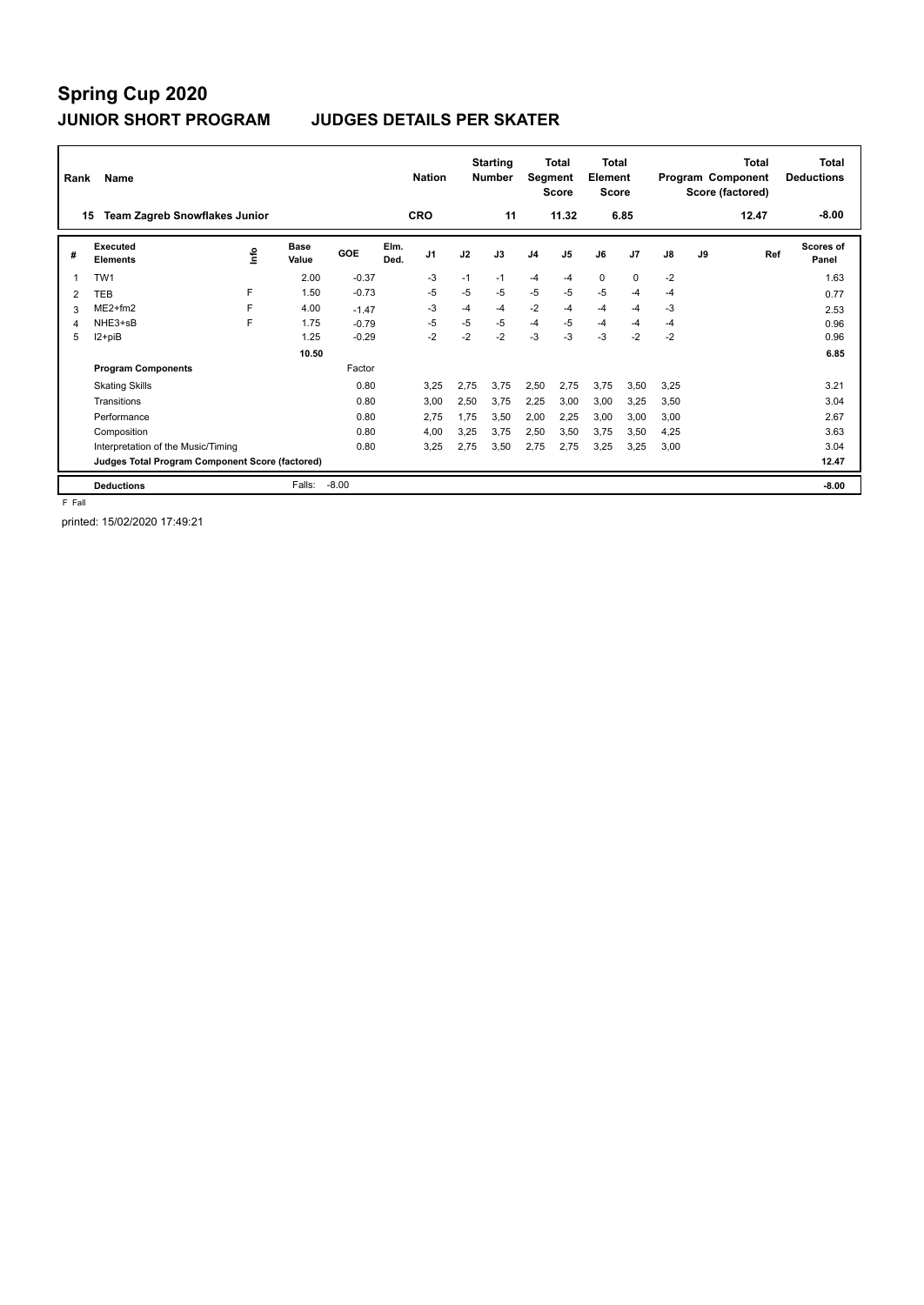# Spring Cup 2020

## JUNIOR SHORT PROGRAM JUDGES DETAILS PER SKATER

| Rank | Name | Nation | Starting Number | Total Segment Score | Total Element Score | Total Program Component Score (factored) | Total Deductions |
|---|---|---|---|---|---|---|---|
| 15 | Team Zagreb Snowflakes Junior | CRO | 11 | 11.32 | 6.85 | 12.47 | -8.00 |

| # | Executed Elements | Info | Base Value | GOE | Elm. Ded. | J1 | J2 | J3 | J4 | J5 | J6 | J7 | J8 | J9 | Ref | Scores of Panel |
|---|---|---|---|---|---|---|---|---|---|---|---|---|---|---|---|---|
| 1 | TW1 | | 2.00 | -0.37 | | -3 | -1 | -1 | -4 | -4 | 0 | 0 | -2 | | | 1.63 |
| 2 | TEB | F | 1.50 | -0.73 | | -5 | -5 | -5 | -5 | -5 | -5 | -4 | -4 | | | 0.77 |
| 3 | ME2+fm2 | F | 4.00 | -1.47 | | -3 | -4 | -4 | -2 | -4 | -4 | -4 | -3 | | | 2.53 |
| 4 | NHE3+sB | F | 1.75 | -0.79 | | -5 | -5 | -5 | -4 | -5 | -4 | -4 | -4 | | | 0.96 |
| 5 | I2+piB | | 1.25 | -0.29 | | -2 | -2 | -2 | -3 | -3 | -3 | -2 | -2 | | | 0.96 |
| | | | 10.50 | | | | | | | | | | | | | 6.85 |
| | **Program Components** | | | Factor | | | | | | | | | | | | |
| | Skating Skills | | | 0.80 | | 3,25 | 2,75 | 3,75 | 2,50 | 2,75 | 3,75 | 3,50 | 3,25 | | | 3.21 |
| | Transitions | | | 0.80 | | 3,00 | 2,50 | 3,75 | 2,25 | 3,00 | 3,00 | 3,25 | 3,50 | | | 3.04 |
| | Performance | | | 0.80 | | 2,75 | 1,75 | 3,50 | 2,00 | 2,25 | 3,00 | 3,00 | 3,00 | | | 2.67 |
| | Composition | | | 0.80 | | 4,00 | 3,25 | 3,75 | 2,50 | 3,50 | 3,75 | 3,50 | 4,25 | | | 3.63 |
| | Interpretation of the Music/Timing | | | 0.80 | | 3,25 | 2,75 | 3,50 | 2,75 | 2,75 | 3,25 | 3,25 | 3,00 | | | 3.04 |
| | **Judges Total Program Component Score (factored)** | | | | | | | | | | | | | | | 12.47 |
| | **Deductions** | | Falls: | -8.00 | | | | | | | | | | | | -8.00 |

F Fall

printed: 15/02/2020 17:49:21